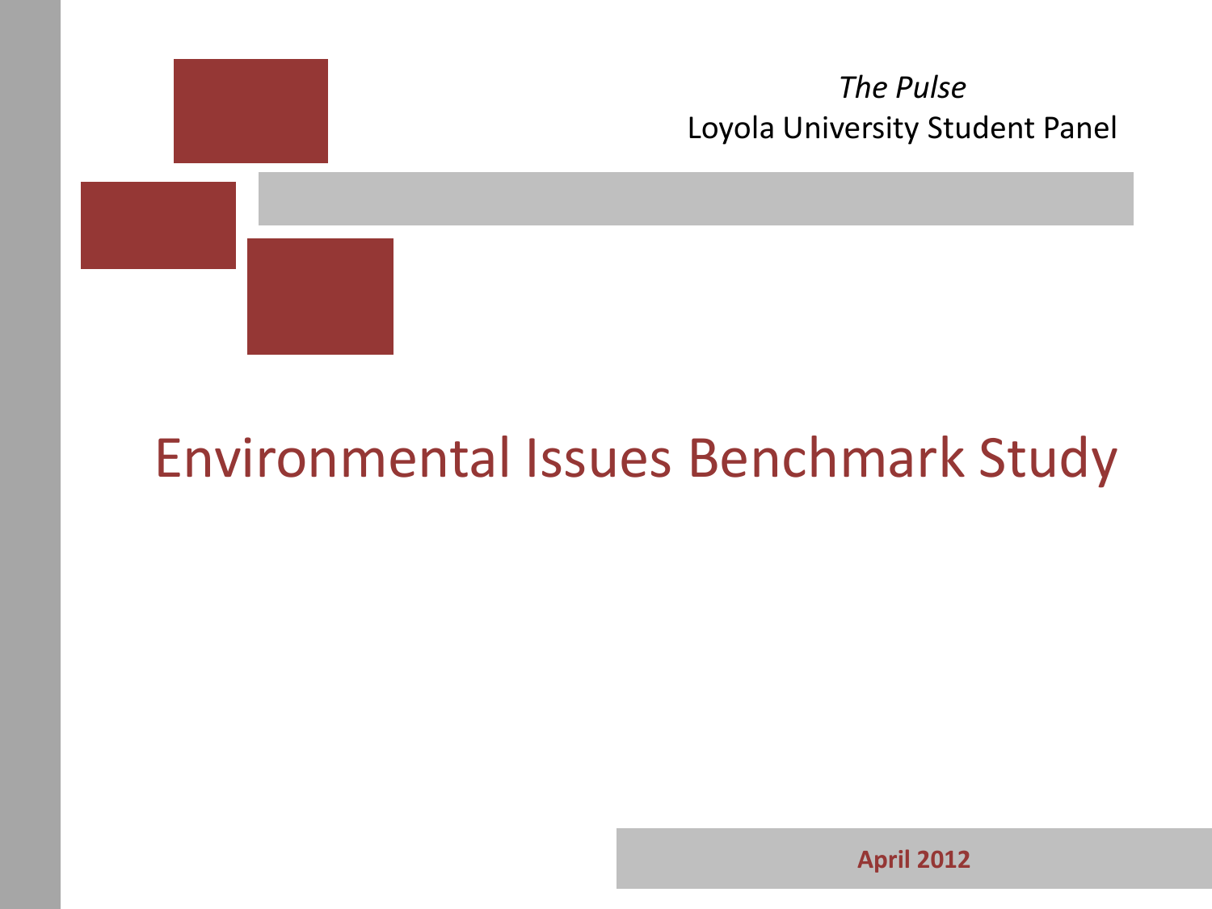*The Pulse*
Loyola University Student Panel

# Environmental Issues Benchmark Study

**April 2012**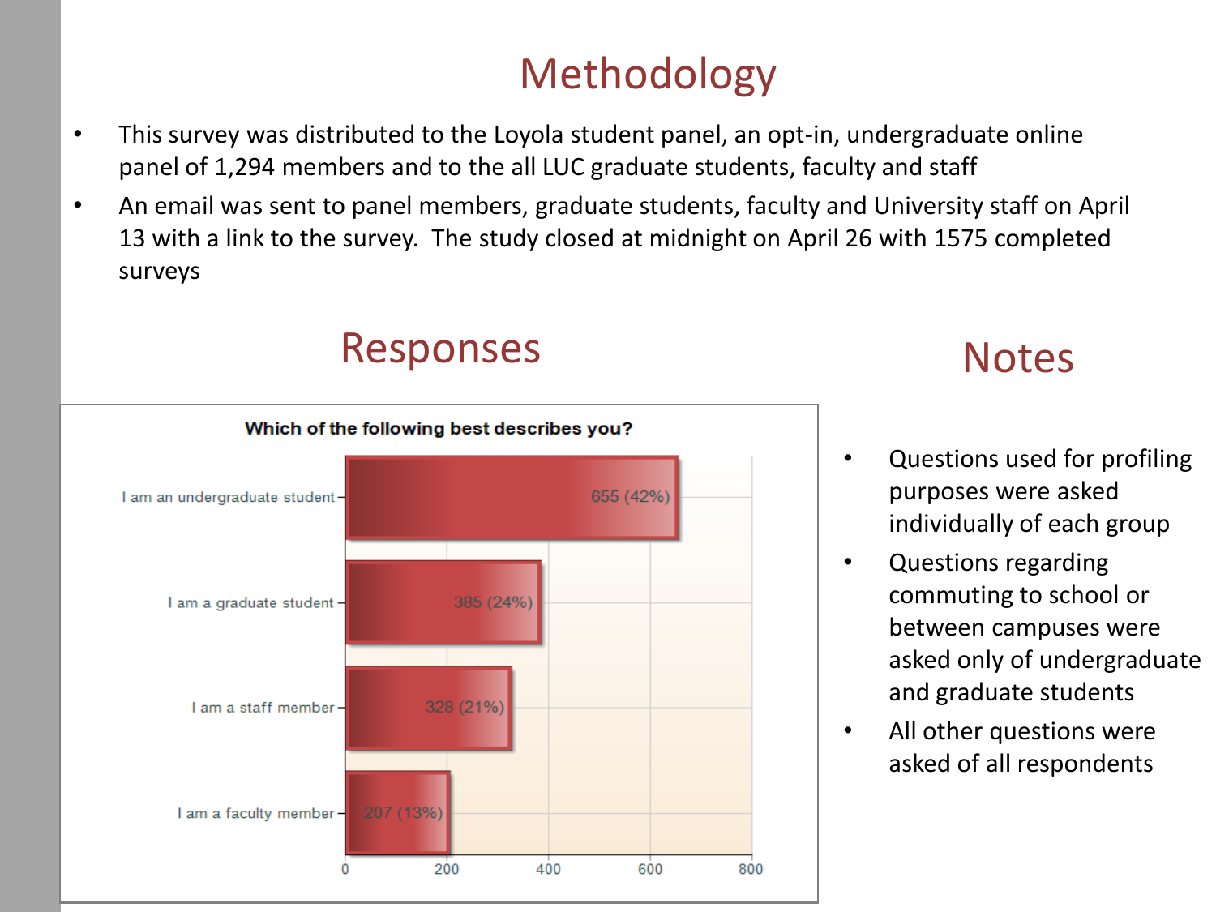# Methodology

- This survey was distributed to the Loyola student panel, an opt-in, undergraduate online panel of 1,294 members and to the all LUC graduate students, faculty and staff
- An email was sent to panel members, graduate students, faculty and University staff on April 13 with a link to the survey. The study closed at midnight on April 26 with 1575 completed surveys

## Responses

**Which of the following best describes you?**

| Response | Count (%) |
| --- | --- |
| I am an undergraduate student | 655 (42%) |
| I am a graduate student | 385 (24%) |
| I am a staff member | 328 (21%) |
| I am a faculty member | 207 (13%) |

## Notes

- Questions used for profiling purposes were asked individually of each group
- Questions regarding commuting to school or between campuses were asked only of undergraduate and graduate students
- All other questions were asked of all respondents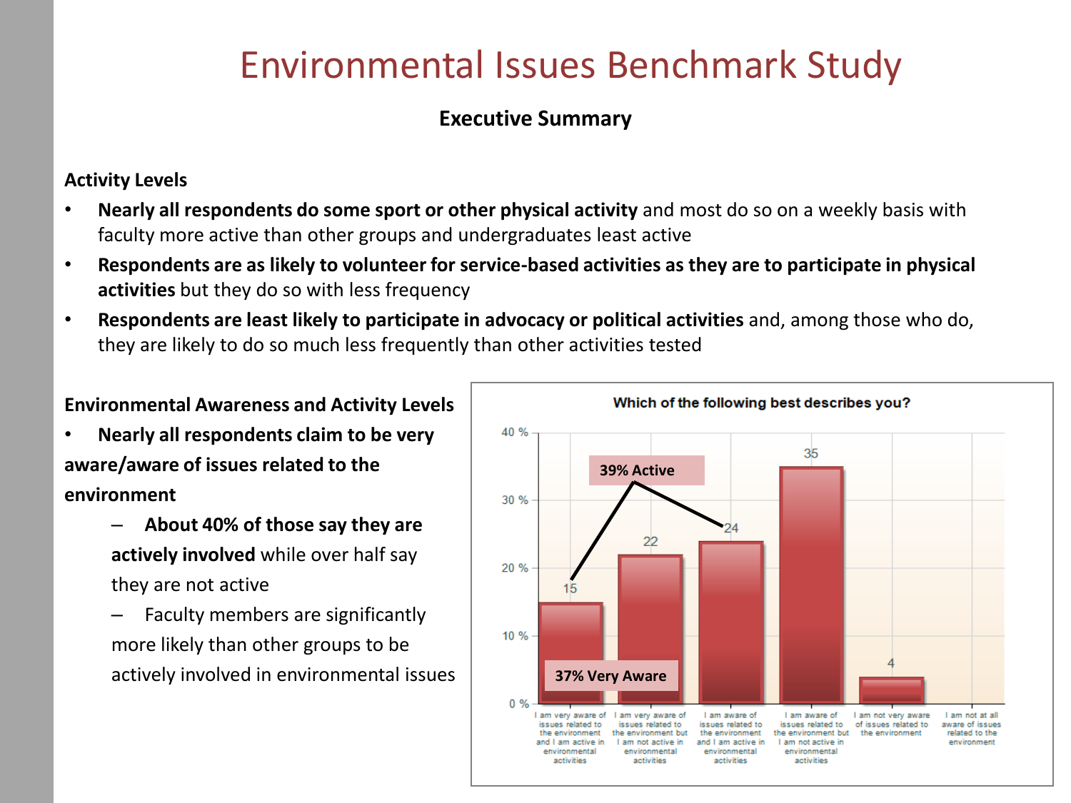# Environmental Issues Benchmark Study

**Executive Summary**

**Activity Levels**

- **Nearly all respondents do some sport or other physical activity** and most do so on a weekly basis with faculty more active than other groups and undergraduates least active
- **Respondents are as likely to volunteer for service-based activities as they are to participate in physical activities** but they do so with less frequency
- **Respondents are least likely to participate in advocacy or political activities** and, among those who do, they are likely to do so much less frequently than other activities tested

**Environmental Awareness and Activity Levels**

- **Nearly all respondents claim to be very aware/aware of issues related to the environment**
  - **About 40% of those say they are actively involved** while over half say they are not active
  - Faculty members are significantly more likely than other groups to be actively involved in environmental issues

**Which of the following best describes you?**

| Response | % |
|---|---|
| I am very aware of issues related to the environment and I am active in environmental activities | 15 |
| I am very aware of issues related to the environment but I am not active in environmental activities | 22 |
| I am aware of issues related to the environment and I am active in environmental activities | 24 |
| I am aware of issues related to the environment but I am not active in environmental activities | 35 |
| I am not very aware of issues related to the environment | 4 |
| I am not at all aware of issues related to the environment | |

39% Active

37% Very Aware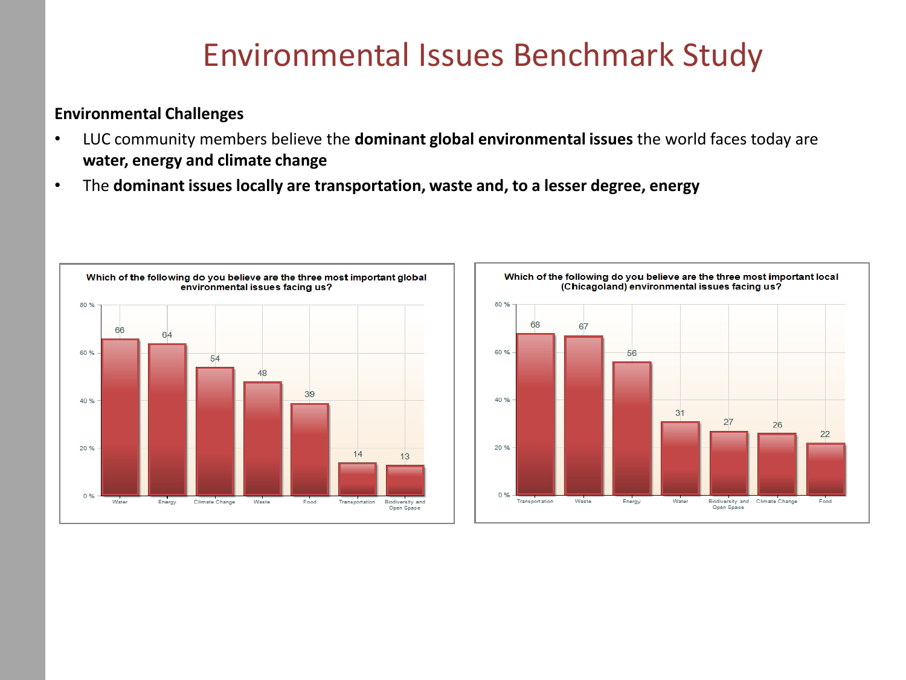# Environmental Issues Benchmark Study

**Environmental Challenges**

- LUC community members believe the **dominant global environmental issues** the world faces today are **water, energy and climate change**
- The **dominant issues locally are transportation, waste and, to a lesser degree, energy**

**Which of the following do you believe are the three most important global environmental issues facing us?**

| Issue | % |
|---|---|
| Water | 66 |
| Energy | 64 |
| Climate Change | 54 |
| Waste | 48 |
| Food | 39 |
| Transportation | 14 |
| Biodiversity and Open Space | 13 |

**Which of the following do you believe are the three most important local (Chicagoland) environmental issues facing us?**

| Issue | % |
|---|---|
| Transportation | 68 |
| Waste | 67 |
| Energy | 56 |
| Water | 31 |
| Biodiversity and Open Space | 27 |
| Climate Change | 26 |
| Food | 22 |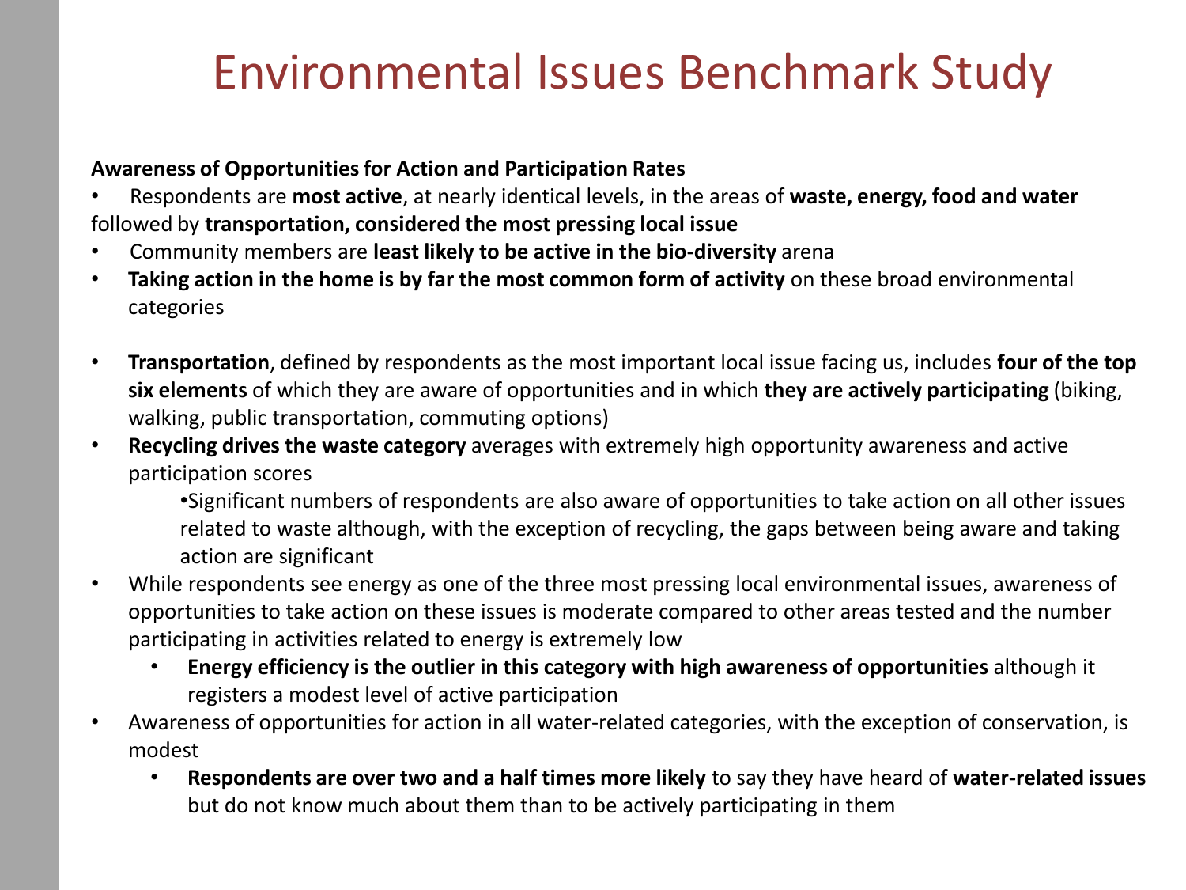# Environmental Issues Benchmark Study

**Awareness of Opportunities for Action and Participation Rates**

- Respondents are **most active**, at nearly identical levels, in the areas of **waste, energy, food and water** followed by **transportation, considered the most pressing local issue**
- Community members are **least likely to be active in the bio-diversity** arena
- **Taking action in the home is by far the most common form of activity** on these broad environmental categories

- **Transportation**, defined by respondents as the most important local issue facing us, includes **four of the top six elements** of which they are aware of opportunities and in which **they are actively participating** (biking, walking, public transportation, commuting options)
- **Recycling drives the waste category** averages with extremely high opportunity awareness and active participation scores
  - Significant numbers of respondents are also aware of opportunities to take action on all other issues related to waste although, with the exception of recycling, the gaps between being aware and taking action are significant
- While respondents see energy as one of the three most pressing local environmental issues, awareness of opportunities to take action on these issues is moderate compared to other areas tested and the number participating in activities related to energy is extremely low
  - **Energy efficiency is the outlier in this category with high awareness of opportunities** although it registers a modest level of active participation
- Awareness of opportunities for action in all water-related categories, with the exception of conservation, is modest
  - **Respondents are over two and a half times more likely** to say they have heard of **water-related issues** but do not know much about them than to be actively participating in them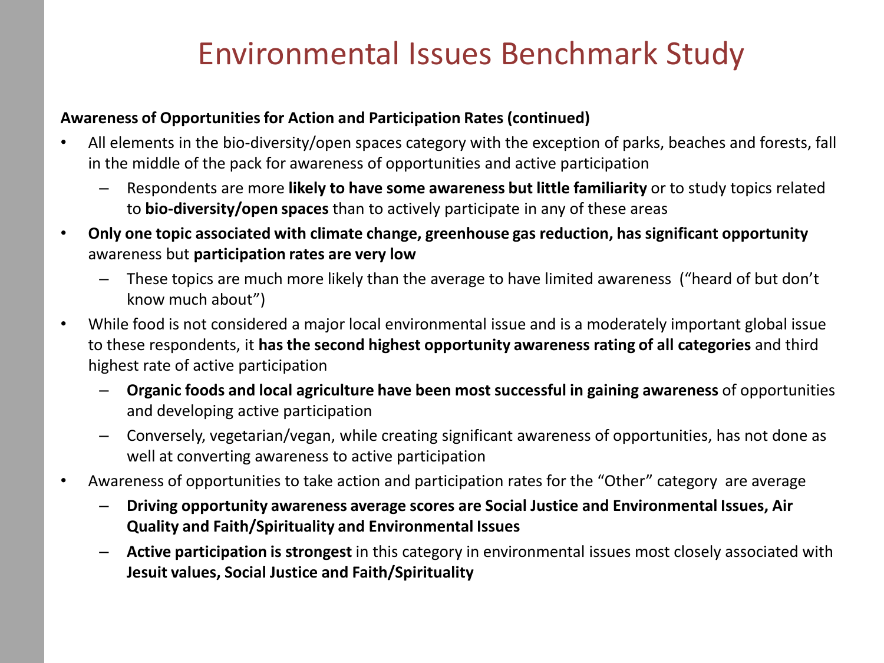# Environmental Issues Benchmark Study

**Awareness of Opportunities for Action and Participation Rates (continued)**

- All elements in the bio-diversity/open spaces category with the exception of parks, beaches and forests, fall in the middle of the pack for awareness of opportunities and active participation
  - Respondents are more **likely to have some awareness but little familiarity** or to study topics related to **bio-diversity/open spaces** than to actively participate in any of these areas
- **Only one topic associated with climate change, greenhouse gas reduction, has significant opportunity** awareness but **participation rates are very low**
  - These topics are much more likely than the average to have limited awareness ("heard of but don't know much about")
- While food is not considered a major local environmental issue and is a moderately important global issue to these respondents, it **has the second highest opportunity awareness rating of all categories** and third highest rate of active participation
  - **Organic foods and local agriculture have been most successful in gaining awareness** of opportunities and developing active participation
  - Conversely, vegetarian/vegan, while creating significant awareness of opportunities, has not done as well at converting awareness to active participation
- Awareness of opportunities to take action and participation rates for the "Other" category are average
  - **Driving opportunity awareness average scores are Social Justice and Environmental Issues, Air Quality and Faith/Spirituality and Environmental Issues**
  - **Active participation is strongest** in this category in environmental issues most closely associated with **Jesuit values, Social Justice and Faith/Spirituality**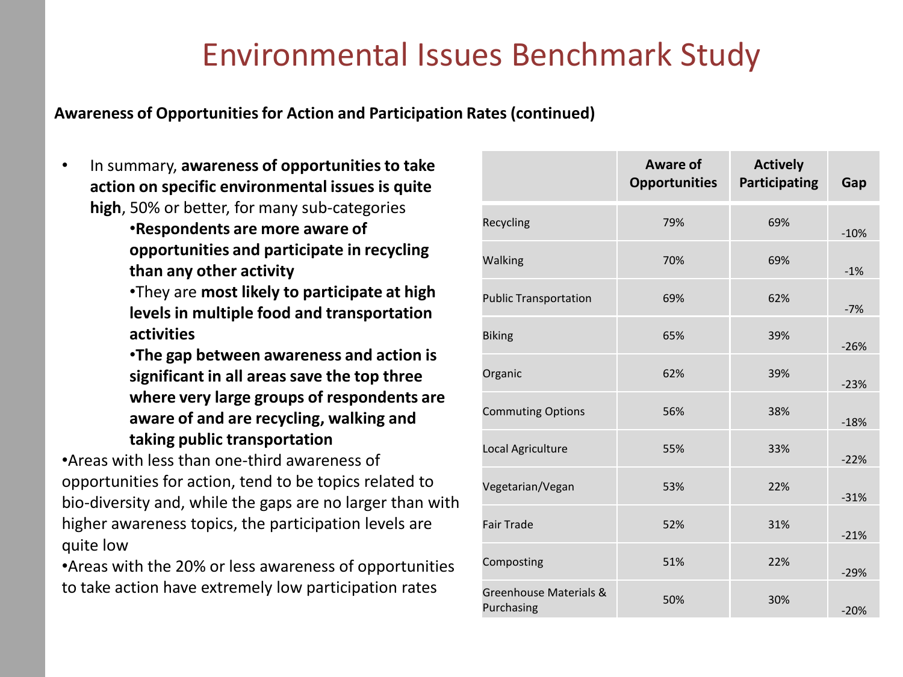# Environmental Issues Benchmark Study

**Awareness of Opportunities for Action and Participation Rates (continued)**

- In summary, **awareness of opportunities to take action on specific environmental issues is quite high**, 50% or better, for many sub-categories
  - **Respondents are more aware of opportunities and participate in recycling than any other activity**
  - They are **most likely to participate at high levels in multiple food and transportation activities**
  - **The gap between awareness and action is significant in all areas save the top three where very large groups of respondents are aware of and are recycling, walking and taking public transportation**
- Areas with less than one-third awareness of opportunities for action, tend to be topics related to bio-diversity and, while the gaps are no larger than with higher awareness topics, the participation levels are quite low
- Areas with the 20% or less awareness of opportunities to take action have extremely low participation rates

| | Aware of Opportunities | Actively Participating | Gap |
|---|---|---|---|
| Recycling | 79% | 69% | -10% |
| Walking | 70% | 69% | -1% |
| Public Transportation | 69% | 62% | -7% |
| Biking | 65% | 39% | -26% |
| Organic | 62% | 39% | -23% |
| Commuting Options | 56% | 38% | -18% |
| Local Agriculture | 55% | 33% | -22% |
| Vegetarian/Vegan | 53% | 22% | -31% |
| Fair Trade | 52% | 31% | -21% |
| Composting | 51% | 22% | -29% |
| Greenhouse Materials & Purchasing | 50% | 30% | -20% |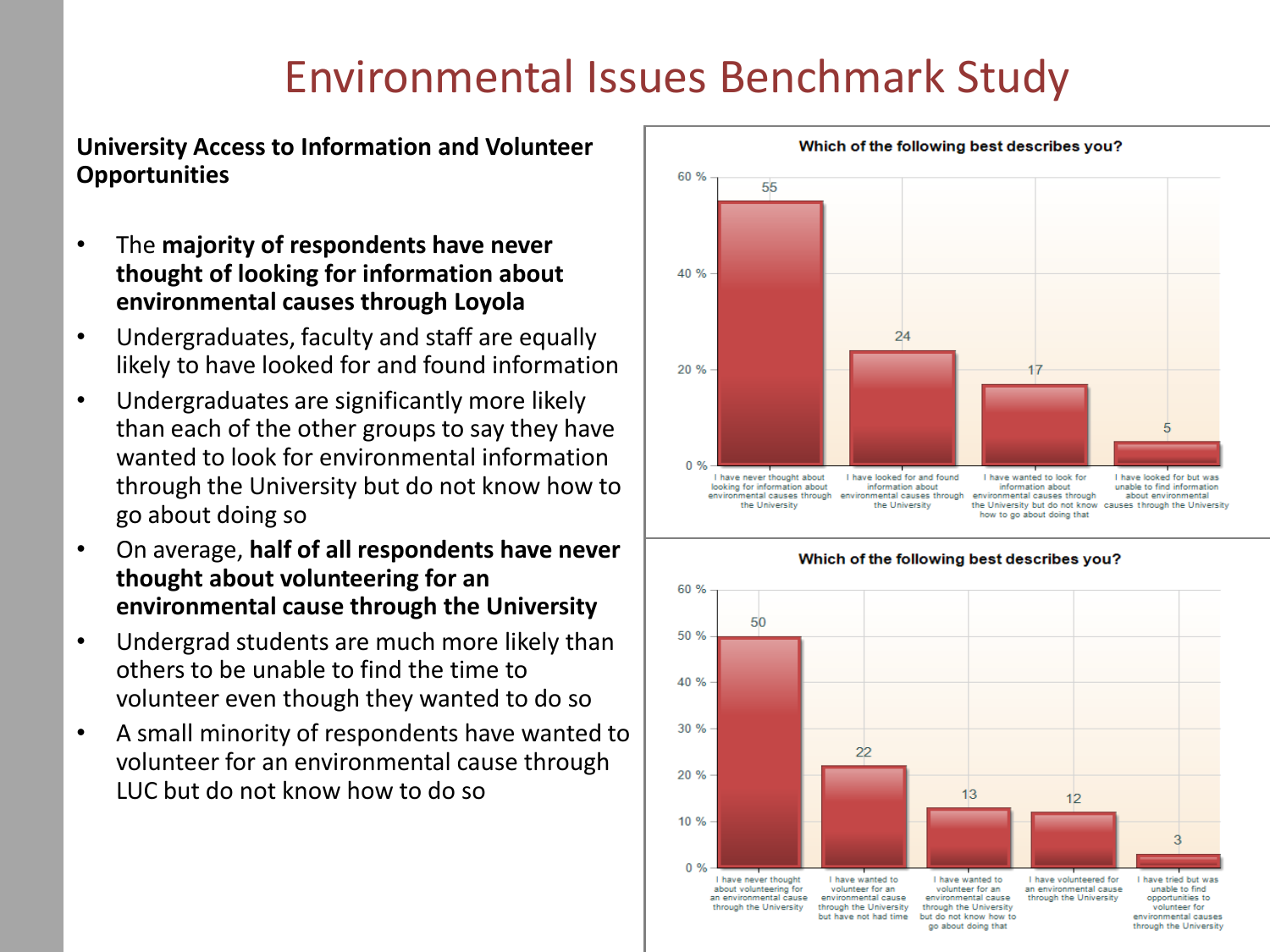# Environmental Issues Benchmark Study

**University Access to Information and Volunteer Opportunities**

- The **majority of respondents have never thought of looking for information about environmental causes through Loyola**
- Undergraduates, faculty and staff are equally likely to have looked for and found information
- Undergraduates are significantly more likely than each of the other groups to say they have wanted to look for environmental information through the University but do not know how to go about doing so
- On average, **half of all respondents have never thought about volunteering for an environmental cause through the University**
- Undergrad students are much more likely than others to be unable to find the time to volunteer even though they wanted to do so
- A small minority of respondents have wanted to volunteer for an environmental cause through LUC but do not know how to do so

Which of the following best describes you?

60 %
40 %
20 %
0 %

55
24
17
5

I have never thought about looking for information about environmental causes through the University
I have looked for and found information about environmental causes through the University
I have wanted to look for information about environmental causes through the University but do not know how to go about doing that
I have looked for but was unable to find information about environmental causes through the University

Which of the following best describes you?

60 %
50 %
40 %
30 %
20 %
10 %
0 %

50
22
13
12
3

I have never thought about volunteering for an environmental cause through the University
I have wanted to volunteer for an environmental cause through the University but have not had time
I have wanted to volunteer for an environmental cause through the University but do not know how to go about doing that
I have volunteered for an environmental cause through the University
I have tried but was unable to find opportunities to volunteer for environmental causes through the University